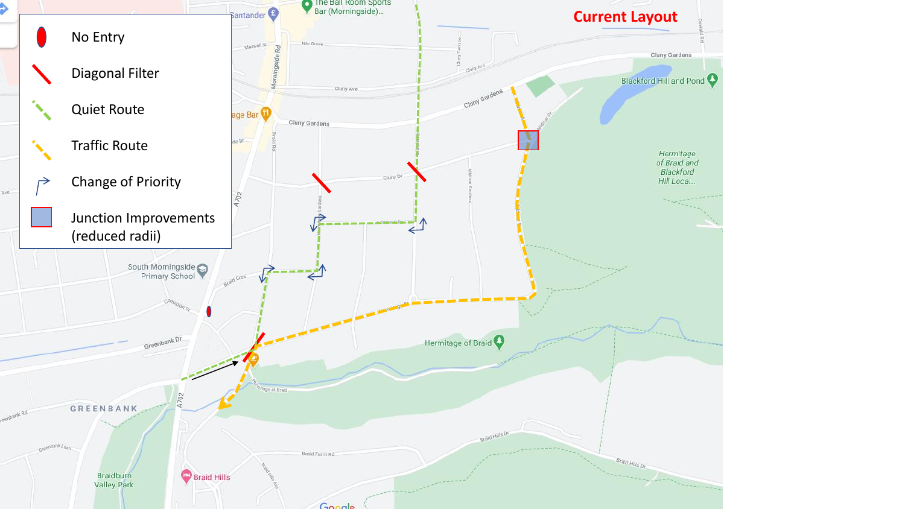# Current Layout

| | |
|---|---|
| No Entry | |
| Diagonal Filter | |
| Quiet Route | |
| Traffic Route | |
| Change of Priority | |
| Junction Improvements (reduced radii) | |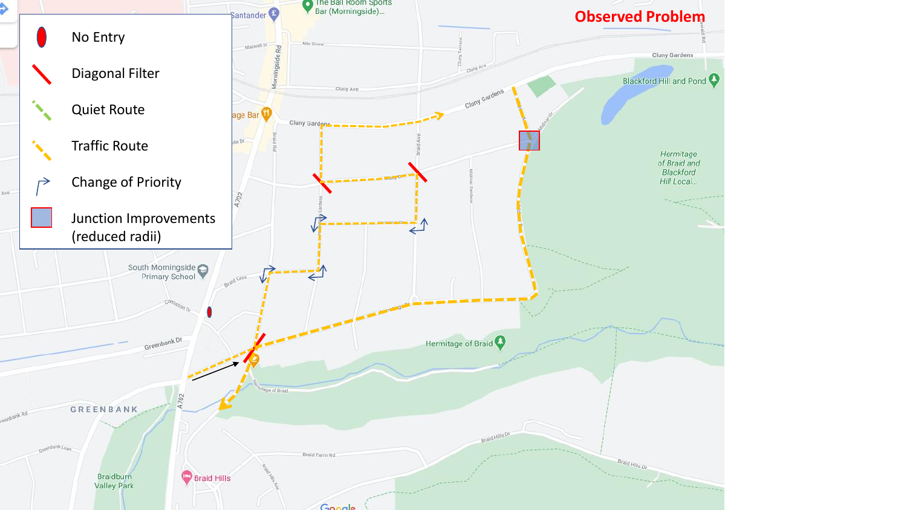# Observed Problem

- No Entry
- Diagonal Filter
- Quiet Route
- Traffic Route
- Change of Priority
- Junction Improvements (reduced radii)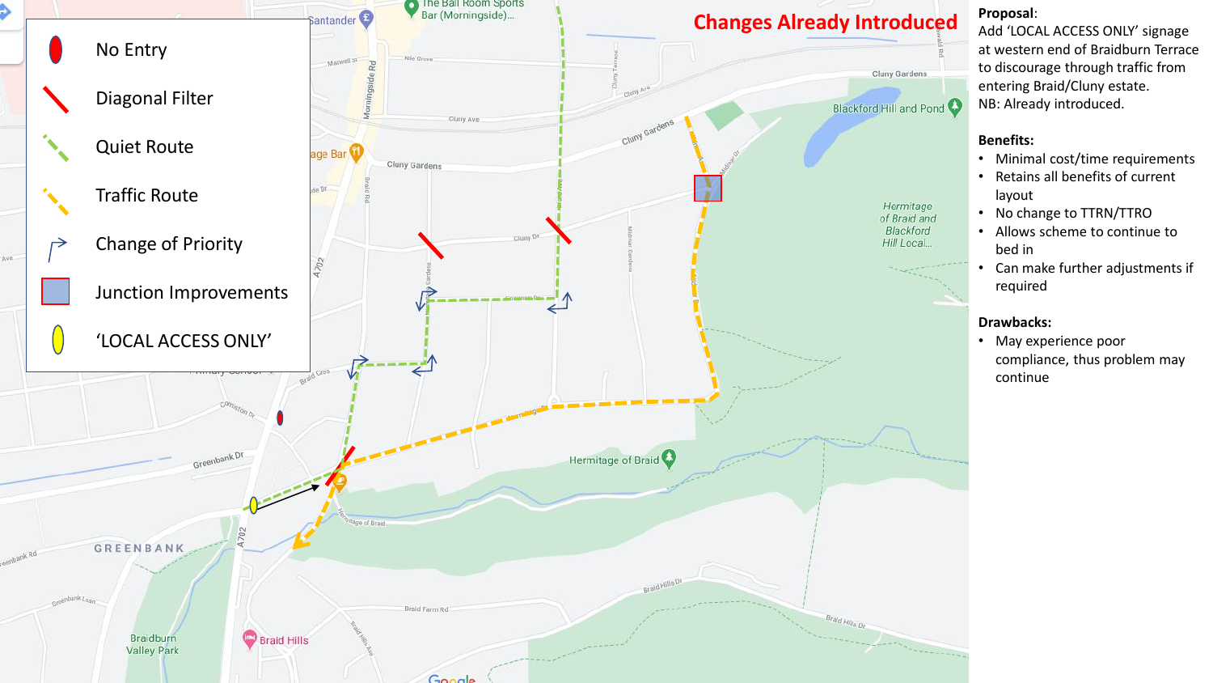## Changes Already Introduced

- No Entry
- Diagonal Filter
- Quiet Route
- Traffic Route
- Change of Priority
- Junction Improvements
- 'LOCAL ACCESS ONLY'

**Proposal**:
Add 'LOCAL ACCESS ONLY' signage at western end of Braidburn Terrace to discourage through traffic from entering Braid/Cluny estate.
NB: Already introduced.

**Benefits:**

- Minimal cost/time requirements
- Retains all benefits of current layout
- No change to TTRN/TTRO
- Allows scheme to continue to bed in
- Can make further adjustments if required

**Drawbacks:**

- May experience poor compliance, thus problem may continue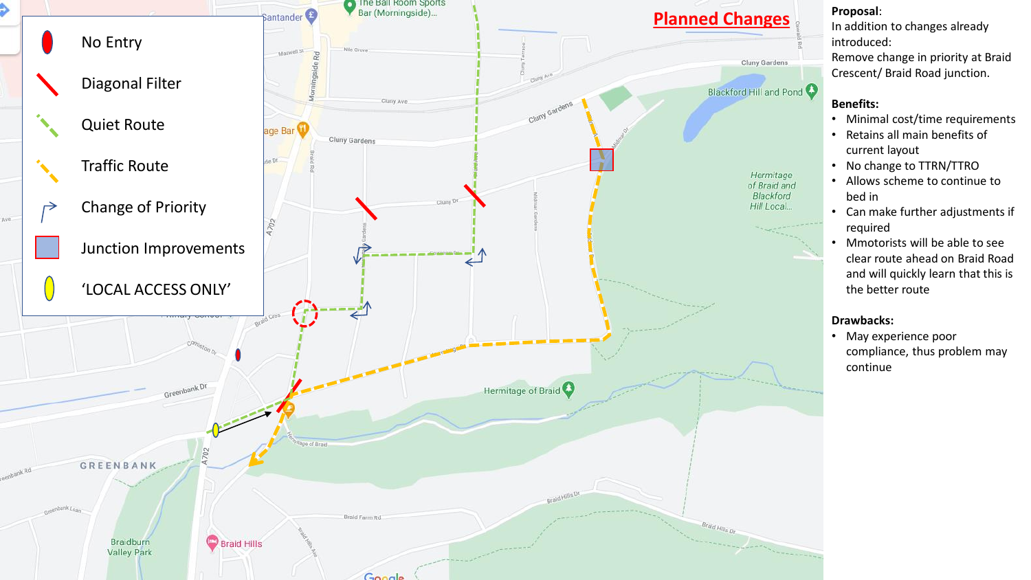## Planned Changes

| | |
|---|---|
| | No Entry |
| | Diagonal Filter |
| | Quiet Route |
| | Traffic Route |
| | Change of Priority |
| | Junction Improvements |
| | 'LOCAL ACCESS ONLY' |

**Proposal**:
In addition to changes already introduced:
Remove change in priority at Braid Crescent/ Braid Road junction.

**Benefits:**

- Minimal cost/time requirements
- Retains all main benefits of current layout
- No change to TTRN/TTRO
- Allows scheme to continue to bed in
- Can make further adjustments if required
- Mmotorists will be able to see clear route ahead on Braid Road and will quickly learn that this is the better route

**Drawbacks:**

- May experience poor compliance, thus problem may continue